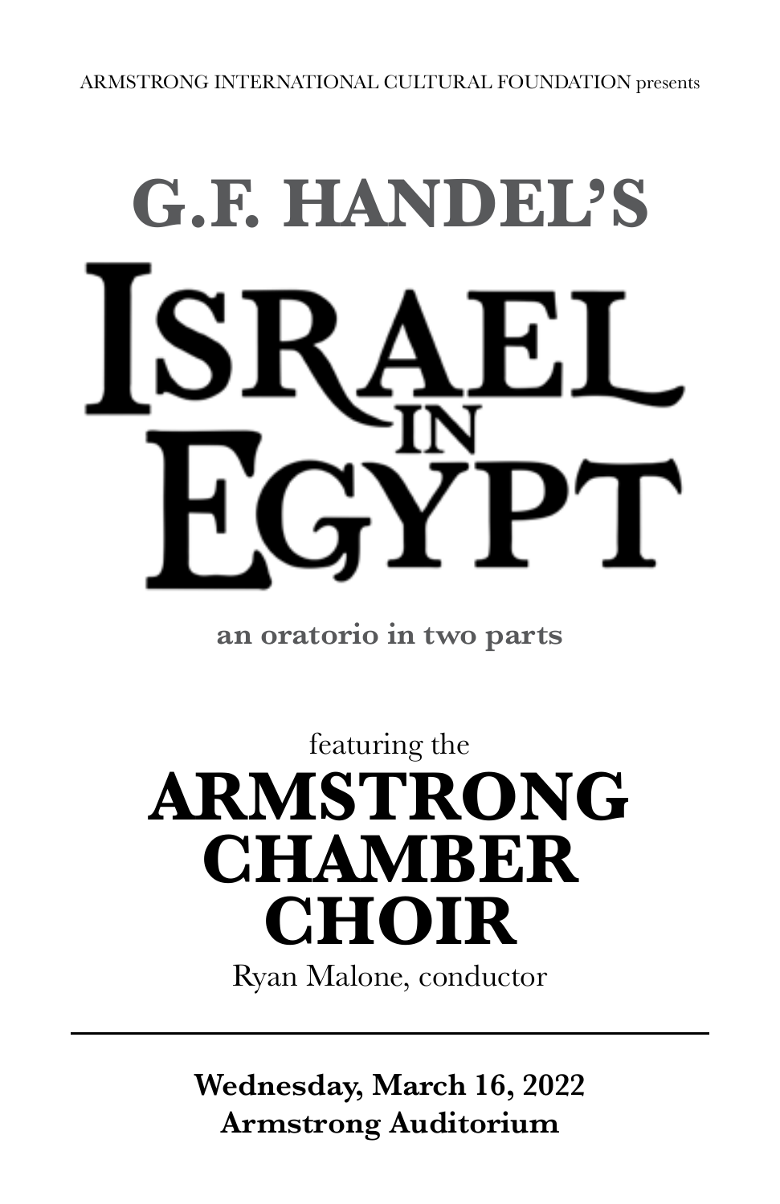ARMSTRONG INTERNATIONAL CULTURAL FOUNDATION presents

## G.F. HANDEL'S

# ISRAEL IN EGYPT

**an oratorio in two parts**

featuring the

# ARMSTRONG CHAMBER CHOIR

Ryan Malone, conductor

---

**Wednesday, March 16, 2022**
**Armstrong Auditorium**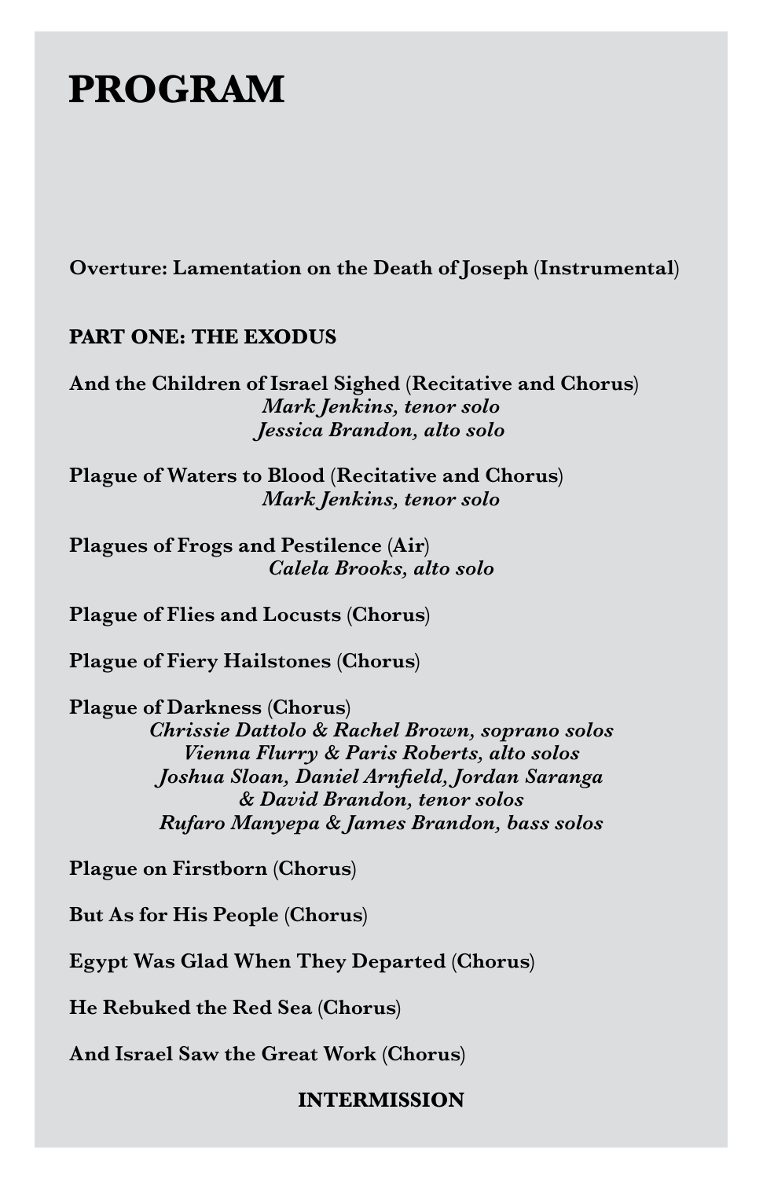# PROGRAM

**Overture: Lamentation on the Death of Joseph** (Instrumental)

**PART ONE: THE EXODUS**

**And the Children of Israel Sighed** (Recitative and Chorus)
*Mark Jenkins, tenor solo*
*Jessica Brandon, alto solo*

**Plague of Waters to Blood** (Recitative and Chorus)
*Mark Jenkins, tenor solo*

**Plagues of Frogs and Pestilence** (Air)
*Calela Brooks, alto solo*

**Plague of Flies and Locusts** (Chorus)

**Plague of Fiery Hailstones** (Chorus)

**Plague of Darkness** (Chorus)
*Chrissie Dattolo & Rachel Brown, soprano solos*
*Vienna Flurry & Paris Roberts, alto solos*
*Joshua Sloan, Daniel Arnfield, Jordan Saranga & David Brandon, tenor solos*
*Rufaro Manyepa & James Brandon, bass solos*

**Plague on Firstborn** (Chorus)

**But As for His People** (Chorus)

**Egypt Was Glad When They Departed** (Chorus)

**He Rebuked the Red Sea** (Chorus)

**And Israel Saw the Great Work** (Chorus)

**INTERMISSION**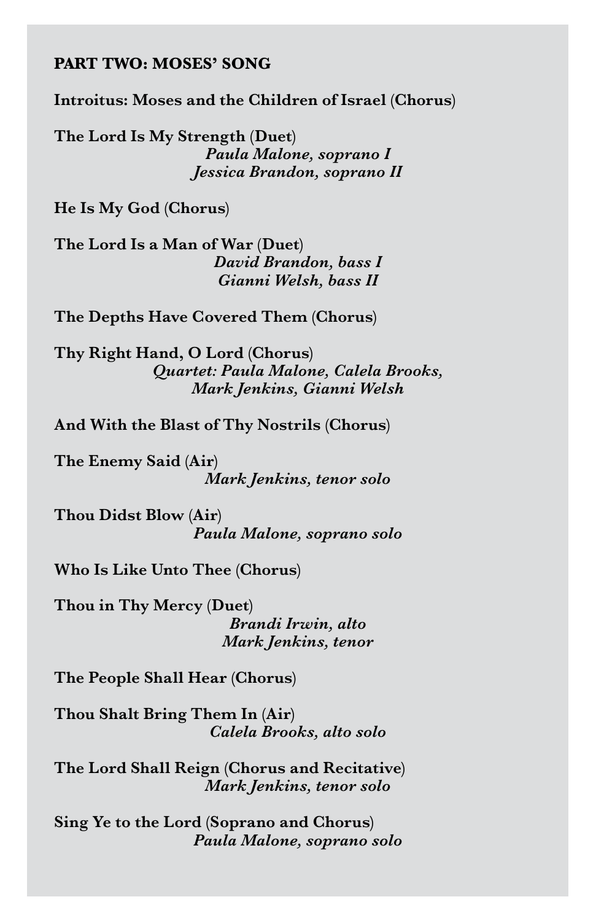## PART TWO: MOSES' SONG

**Introitus: Moses and the Children of Israel (Chorus)**

**The Lord Is My Strength (Duet)**
*Paula Malone, soprano I*
*Jessica Brandon, soprano II*

**He Is My God (Chorus)**

**The Lord Is a Man of War (Duet)**
*David Brandon, bass I*
*Gianni Welsh, bass II*

**The Depths Have Covered Them (Chorus)**

**Thy Right Hand, O Lord (Chorus)**
*Quartet: Paula Malone, Calela Brooks, Mark Jenkins, Gianni Welsh*

**And With the Blast of Thy Nostrils (Chorus)**

**The Enemy Said (Air)**
*Mark Jenkins, tenor solo*

**Thou Didst Blow (Air)**
*Paula Malone, soprano solo*

**Who Is Like Unto Thee (Chorus)**

**Thou in Thy Mercy (Duet)**
*Brandi Irwin, alto*
*Mark Jenkins, tenor*

**The People Shall Hear (Chorus)**

**Thou Shalt Bring Them In (Air)**
*Calela Brooks, alto solo*

**The Lord Shall Reign (Chorus and Recitative)**
*Mark Jenkins, tenor solo*

**Sing Ye to the Lord (Soprano and Chorus)**
*Paula Malone, soprano solo*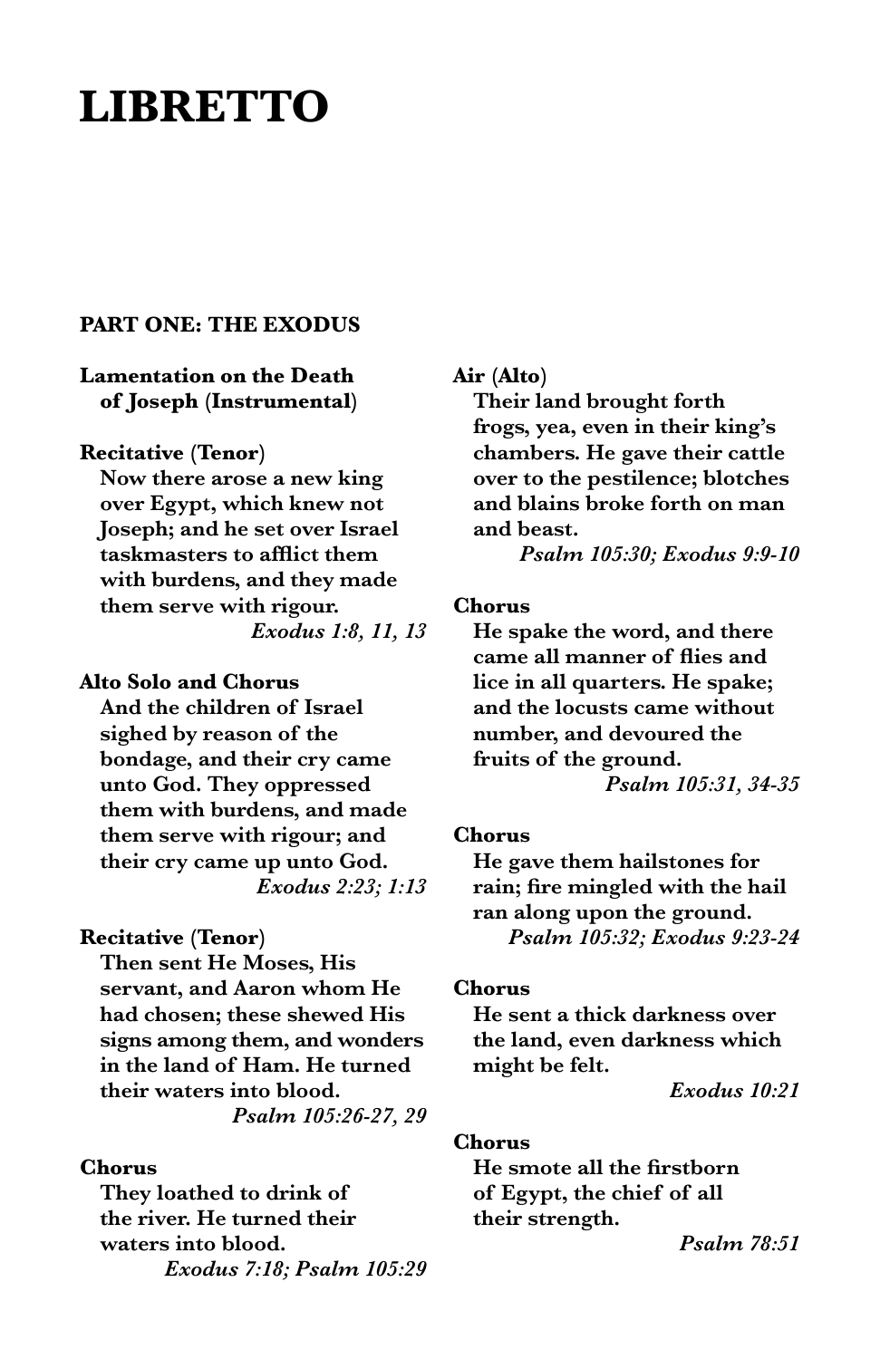# LIBRETTO

## PART ONE: THE EXODUS

**Lamentation on the Death of Joseph (Instrumental)**

**Recitative (Tenor)**

Now there arose a new king over Egypt, which knew not Joseph; and he set over Israel taskmasters to afflict them with burdens, and they made them serve with rigour.

*Exodus 1:8, 11, 13*

**Alto Solo and Chorus**

And the children of Israel sighed by reason of the bondage, and their cry came unto God. They oppressed them with burdens, and made them serve with rigour; and their cry came up unto God.

*Exodus 2:23; 1:13*

**Recitative (Tenor)**

Then sent He Moses, His servant, and Aaron whom He had chosen; these shewed His signs among them, and wonders in the land of Ham. He turned their waters into blood.

*Psalm 105:26-27, 29*

**Chorus**

They loathed to drink of the river. He turned their waters into blood.

*Exodus 7:18; Psalm 105:29*

**Air (Alto)**

Their land brought forth frogs, yea, even in their king's chambers. He gave their cattle over to the pestilence; blotches and blains broke forth on man and beast.

*Psalm 105:30; Exodus 9:9-10*

**Chorus**

He spake the word, and there came all manner of flies and lice in all quarters. He spake; and the locusts came without number, and devoured the fruits of the ground.

*Psalm 105:31, 34-35*

**Chorus**

He gave them hailstones for rain; fire mingled with the hail ran along upon the ground.

*Psalm 105:32; Exodus 9:23-24*

**Chorus**

He sent a thick darkness over the land, even darkness which might be felt.

*Exodus 10:21*

**Chorus**

He smote all the firstborn of Egypt, the chief of all their strength.

*Psalm 78:51*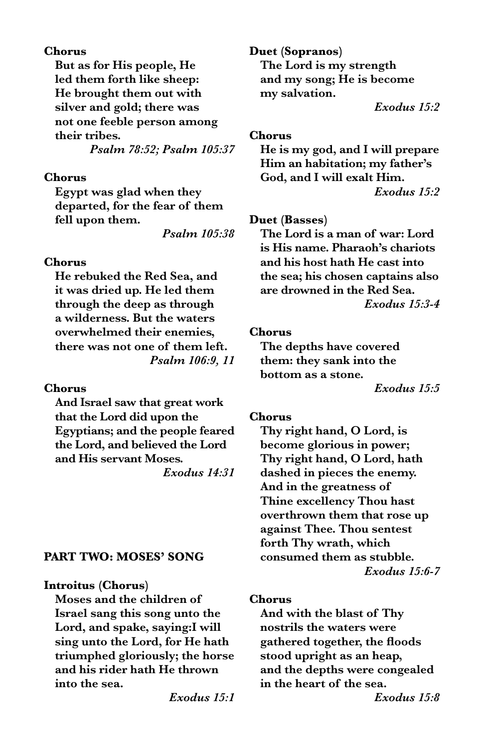**Chorus**

But as for His people, He led them forth like sheep: He brought them out with silver and gold; there was not one feeble person among their tribes.

*Psalm 78:52; Psalm 105:37*

**Chorus**

Egypt was glad when they departed, for the fear of them fell upon them.

*Psalm 105:38*

**Chorus**

He rebuked the Red Sea, and it was dried up. He led them through the deep as through a wilderness. But the waters overwhelmed their enemies, there was not one of them left.

*Psalm 106:9, 11*

**Chorus**

And Israel saw that great work that the Lord did upon the Egyptians; and the people feared the Lord, and believed the Lord and His servant Moses.

*Exodus 14:31*

## PART TWO: MOSES' SONG

**Introitus (Chorus)**

Moses and the children of Israel sang this song unto the Lord, and spake, saying:I will sing unto the Lord, for He hath triumphed gloriously; the horse and his rider hath He thrown into the sea.

*Exodus 15:1*

**Duet (Sopranos)**

The Lord is my strength and my song; He is become my salvation.

*Exodus 15:2*

**Chorus**

He is my god, and I will prepare Him an habitation; my father's God, and I will exalt Him.

*Exodus 15:2*

**Duet (Basses)**

The Lord is a man of war: Lord is His name. Pharaoh's chariots and his host hath He cast into the sea; his chosen captains also are drowned in the Red Sea.

*Exodus 15:3-4*

**Chorus**

The depths have covered them: they sank into the bottom as a stone.

*Exodus 15:5*

**Chorus**

Thy right hand, O Lord, is become glorious in power; Thy right hand, O Lord, hath dashed in pieces the enemy. And in the greatness of Thine excellency Thou hast overthrown them that rose up against Thee. Thou sentest forth Thy wrath, which consumed them as stubble.

*Exodus 15:6-7*

**Chorus**

And with the blast of Thy nostrils the waters were gathered together, the floods stood upright as an heap, and the depths were congealed in the heart of the sea.

*Exodus 15:8*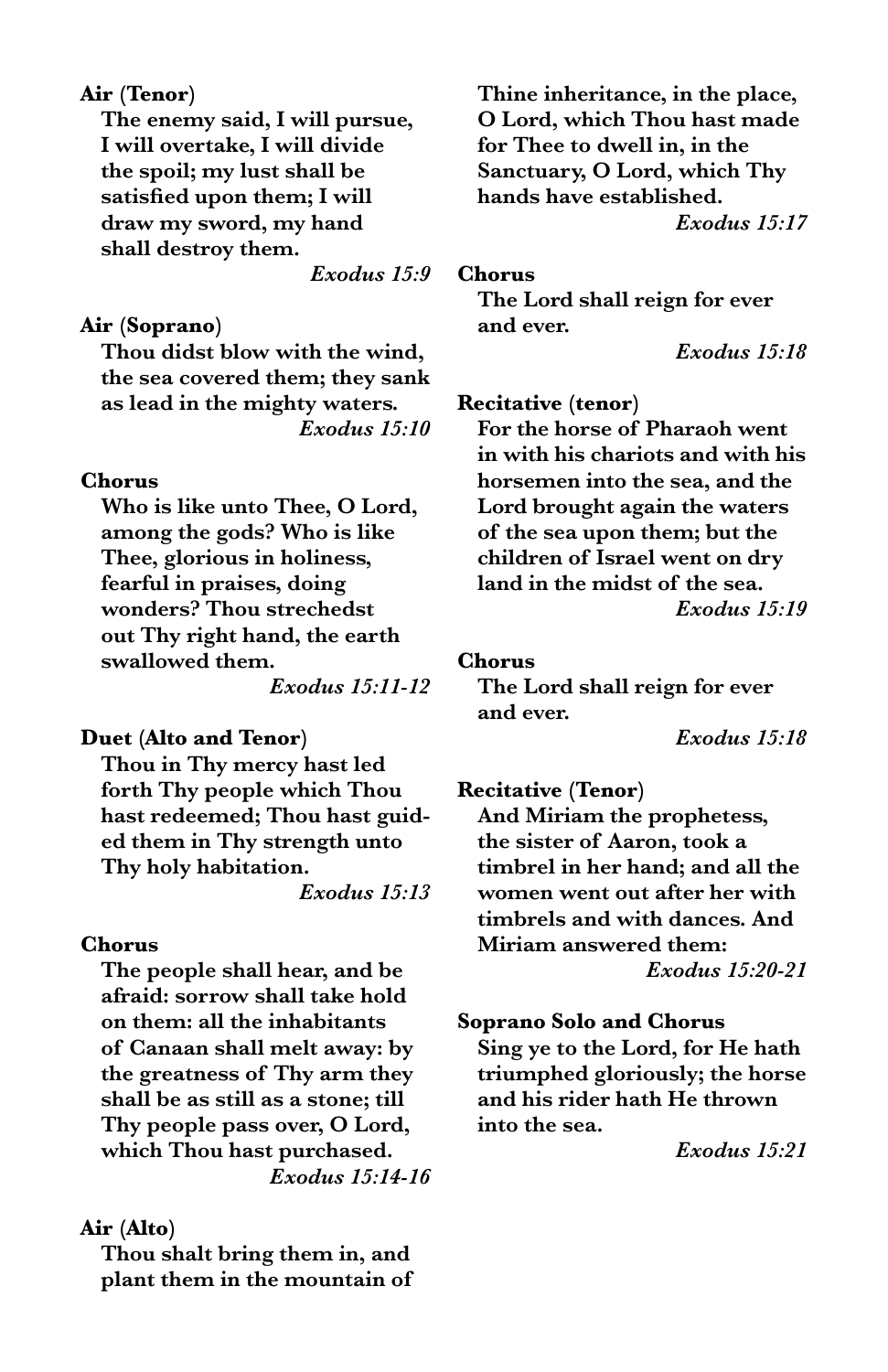**Air (Tenor)**

The enemy said, I will pursue, I will overtake, I will divide the spoil; my lust shall be satisfied upon them; I will draw my sword, my hand shall destroy them.

*Exodus 15:9*

**Air (Soprano)**

Thou didst blow with the wind, the sea covered them; they sank as lead in the mighty waters.

*Exodus 15:10*

**Chorus**

Who is like unto Thee, O Lord, among the gods? Who is like Thee, glorious in holiness, fearful in praises, doing wonders? Thou strechedst out Thy right hand, the earth swallowed them.

*Exodus 15:11-12*

**Duet (Alto and Tenor)**

Thou in Thy mercy hast led forth Thy people which Thou hast redeemed; Thou hast guided them in Thy strength unto Thy holy habitation.

*Exodus 15:13*

**Chorus**

The people shall hear, and be afraid: sorrow shall take hold on them: all the inhabitants of Canaan shall melt away: by the greatness of Thy arm they shall be as still as a stone; till Thy people pass over, O Lord, which Thou hast purchased.

*Exodus 15:14-16*

**Air (Alto)**

Thou shalt bring them in, and plant them in the mountain of Thine inheritance, in the place, O Lord, which Thou hast made for Thee to dwell in, in the Sanctuary, O Lord, which Thy hands have established.

*Exodus 15:17*

**Chorus**

The Lord shall reign for ever and ever.

*Exodus 15:18*

**Recitative (tenor)**

For the horse of Pharaoh went in with his chariots and with his horsemen into the sea, and the Lord brought again the waters of the sea upon them; but the children of Israel went on dry land in the midst of the sea.

*Exodus 15:19*

**Chorus**

The Lord shall reign for ever and ever.

*Exodus 15:18*

**Recitative (Tenor)**

And Miriam the prophetess, the sister of Aaron, took a timbrel in her hand; and all the women went out after her with timbrels and with dances. And Miriam answered them:

*Exodus 15:20-21*

**Soprano Solo and Chorus**

Sing ye to the Lord, for He hath triumphed gloriously; the horse and his rider hath He thrown into the sea.

*Exodus 15:21*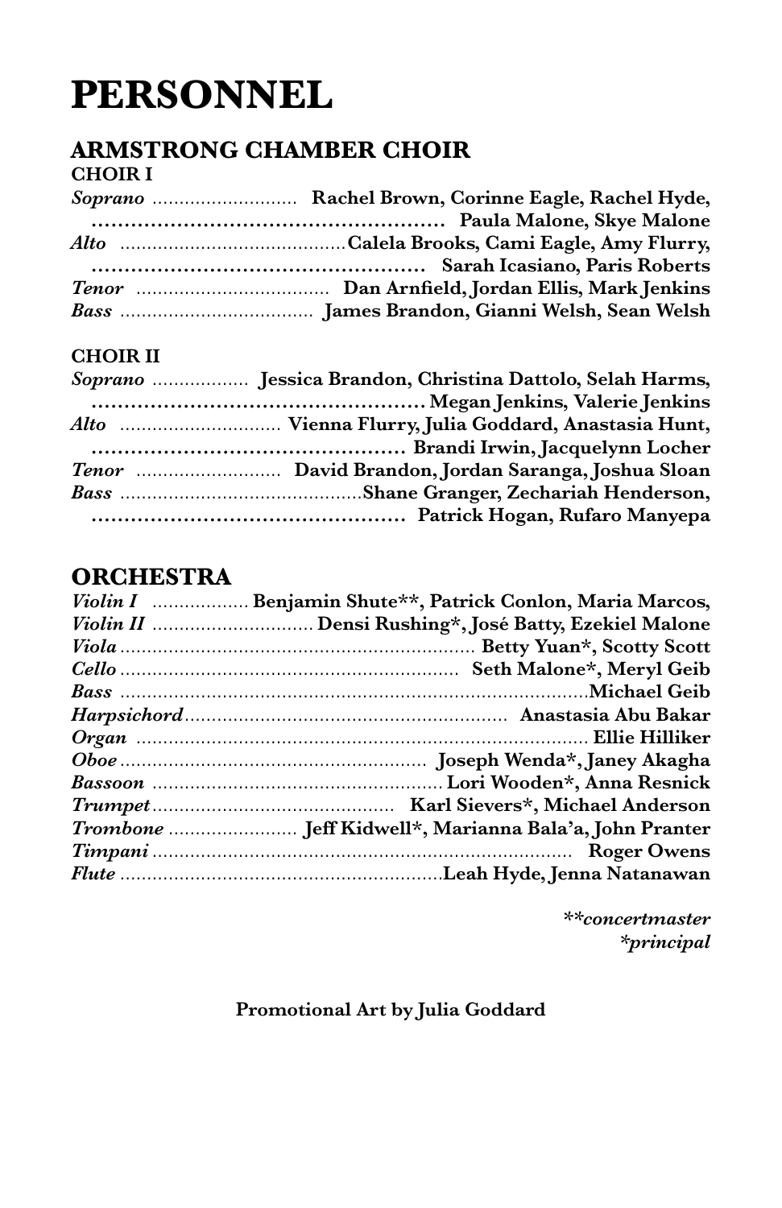# PERSONNEL

## ARMSTRONG CHAMBER CHOIR

### CHOIR I

*Soprano* .......................... **Rachel Brown, Corinne Eagle, Rachel Hyde, Paula Malone, Skye Malone**

*Alto* .......................... **Calela Brooks, Cami Eagle, Amy Flurry, Sarah Icasiano, Paris Roberts**

*Tenor* .......................... **Dan Arnfield, Jordan Ellis, Mark Jenkins**

*Bass* .......................... **James Brandon, Gianni Welsh, Sean Welsh**

### CHOIR II

*Soprano* .......................... **Jessica Brandon, Christina Dattolo, Selah Harms, Megan Jenkins, Valerie Jenkins**

*Alto* .......................... **Vienna Flurry, Julia Goddard, Anastasia Hunt, Brandi Irwin, Jacquelynn Locher**

*Tenor* .......................... **David Brandon, Jordan Saranga, Joshua Sloan**

*Bass* .......................... **Shane Granger, Zechariah Henderson, Patrick Hogan, Rufaro Manyepa**

## ORCHESTRA

*Violin I* .......................... **Benjamin Shute**, Patrick Conlon, Maria Marcos,**

*Violin II* .......................... **Densi Rushing*, José Batty, Ezekiel Malone**

*Viola* .......................... **Betty Yuan*, Scotty Scott**

*Cello* .......................... **Seth Malone*, Meryl Geib**

*Bass* .......................... **Michael Geib**

*Harpsichord* .......................... **Anastasia Abu Bakar**

*Organ* .......................... **Ellie Hilliker**

*Oboe* .......................... **Joseph Wenda*, Janey Akagha**

*Bassoon* .......................... **Lori Wooden*, Anna Resnick**

*Trumpet* .......................... **Karl Sievers*, Michael Anderson**

*Trombone* .......................... **Jeff Kidwell*, Marianna Bala'a, John Pranter**

*Timpani* .......................... **Roger Owens**

*Flute* .......................... **Leah Hyde, Jenna Natanawan**

***concertmaster*
**principal*

**Promotional Art by Julia Goddard**